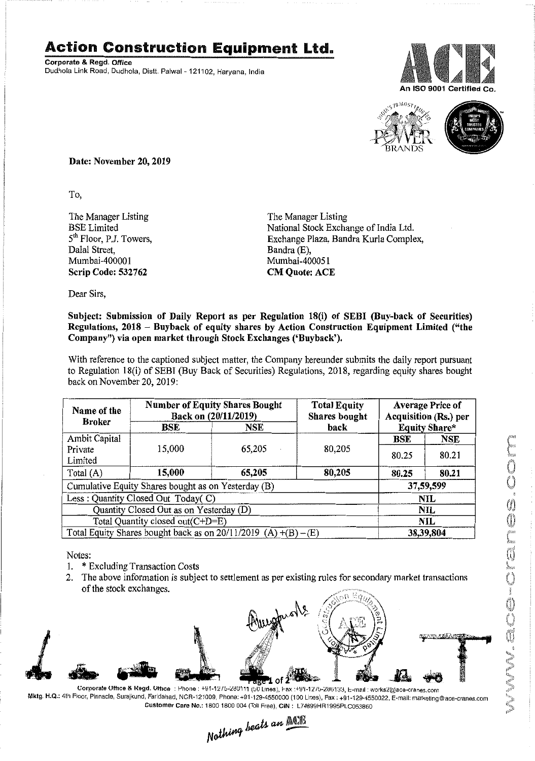# Action Construction Equipment Ltd.

**Corporate & Regd. Office**
Dudhola Link Road, Dudhola, Distt. Palwal - 121102, Haryana, India

An ISO 9001 Certified Co.

**Date: November 20, 2019**

To,

The Manager Listing
BSE Limited
5th Floor, P.J. Towers,
Dalal Street,
Mumbai-400001
**Scrip Code: 532762**

The Manager Listing
National Stock Exchange of India Ltd.
Exchange Plaza, Bandra Kurla Complex,
Bandra (E),
Mumbai-400051
**CM Quote: ACE**

Dear Sirs,

**Subject: Submission of Daily Report as per Regulation 18(i) of SEBI (Buy-back of Securities) Regulations, 2018 – Buyback of equity shares by Action Construction Equipment Limited ("the Company") via open market through Stock Exchanges ('Buyback').**

With reference to the captioned subject matter, the Company hereunder submits the daily report pursuant to Regulation 18(i) of SEBI (Buy Back of Securities) Regulations, 2018, regarding equity shares bought back on November 20, 2019:

| Name of the Broker | Number of Equity Shares Bought Back on (20/11/2019) | | Total Equity Shares bought back | Average Price of Acquisition (Rs.) per Equity Share* | |
|---|---|---|---|---|---|
| | BSE | NSE | | BSE | NSE |
| Ambit Capital Private Limited | 15,000 | 65,205 | 80,205 | 80.25 | 80.21 |
| Total (A) | **15,000** | **65,205** | **80,205** | **80.25** | **80.21** |
| Cumulative Equity Shares bought as on Yesterday (B) | | | | **37,59,599** | |
| Less : Quantity Closed Out Today( C) | | | | **NIL** | |
| Quantity Closed Out as on Yesterday (D) | | | | **NIL** | |
| Total Quantity closed out(C+D=E) | | | | **NIL** | |
| Total Equity Shares bought back as on 20/11/2019 (A) +(B) – (E) | | | | **38,39,804** | |

Notes:

1. * Excluding Transaction Costs
2. The above information is subject to settlement as per existing rules for secondary market transactions of the stock exchanges.

Corporate Office & Regd. Office : Phone : +91-1275-280111 (50 Lines), Fax :+91-1275-280133, E-mail : works2@ace-cranes.com
Mktg. H.Q.: 4th Floor, Pinnacle, Surajkund, Faridabad, NCR-121009, Phone: +91-129-4550000 (100 Lines), Fax : +91-129-4550022, E-mail: marketing@ace-cranes.com
Customer Care No.: 1800 1800 004 (Toll Free), CIN : L74899HR1995PLC053860

*Nothing beats an ACE*

www.ace-cranes.com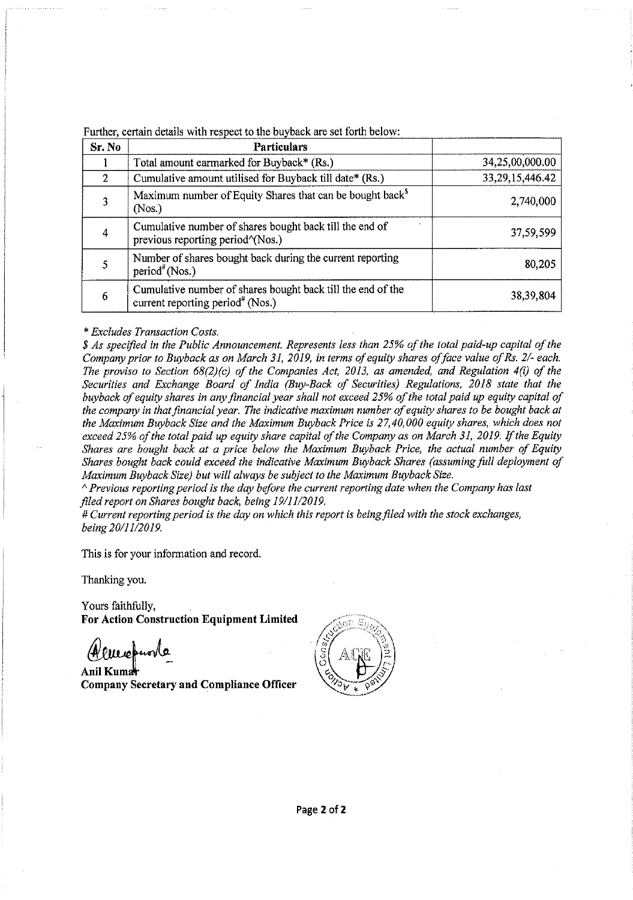Further, certain details with respect to the buyback are set forth below:

| Sr. No | Particulars | |
|---|---|---|
| 1 | Total amount earmarked for Buyback* (Rs.) | 34,25,00,000.00 |
| 2 | Cumulative amount utilised for Buyback till date* (Rs.) | 33,29,15,446.42 |
| 3 | Maximum number of Equity Shares that can be bought back$ (Nos.) | 2,740,000 |
| 4 | Cumulative number of shares bought back till the end of previous reporting period^(Nos.) | 37,59,599 |
| 5 | Number of shares bought back during the current reporting period# (Nos.) | 80,205 |
| 6 | Cumulative number of shares bought back till the end of the current reporting period# (Nos.) | 38,39,804 |

*\* Excludes Transaction Costs.*

*$ As specified in the Public Announcement. Represents less than 25% of the total paid-up capital of the Company prior to Buyback as on March 31, 2019, in terms of equity shares of face value of Rs. 2/- each. The proviso to Section 68(2)(c) of the Companies Act, 2013, as amended, and Regulation 4(i) of the Securities and Exchange Board of India (Buy-Back of Securities) Regulations, 2018 state that the buyback of equity shares in any financial year shall not exceed 25% of the total paid up equity capital of the company in that financial year. The indicative maximum number of equity shares to be bought back at the Maximum Buyback Size and the Maximum Buyback Price is 27,40,000 equity shares, which does not exceed 25% of the total paid up equity share capital of the Company as on March 31, 2019. If the Equity Shares are bought back at a price below the Maximum Buyback Price, the actual number of Equity Shares bought back could exceed the indicative Maximum Buyback Shares (assuming full deployment of Maximum Buyback Size) but will always be subject to the Maximum Buyback Size.*

*^ Previous reporting period is the day before the current reporting date when the Company has last filed report on Shares bought back, being 19/11/2019.*

*# Current reporting period is the day on which this report is being filed with the stock exchanges, being 20/11/2019.*

This is for your information and record.

Thanking you.

Yours faithfully,

**For Action Construction Equipment Limited**

**Anil Kumar**

**Company Secretary and Compliance Officer**